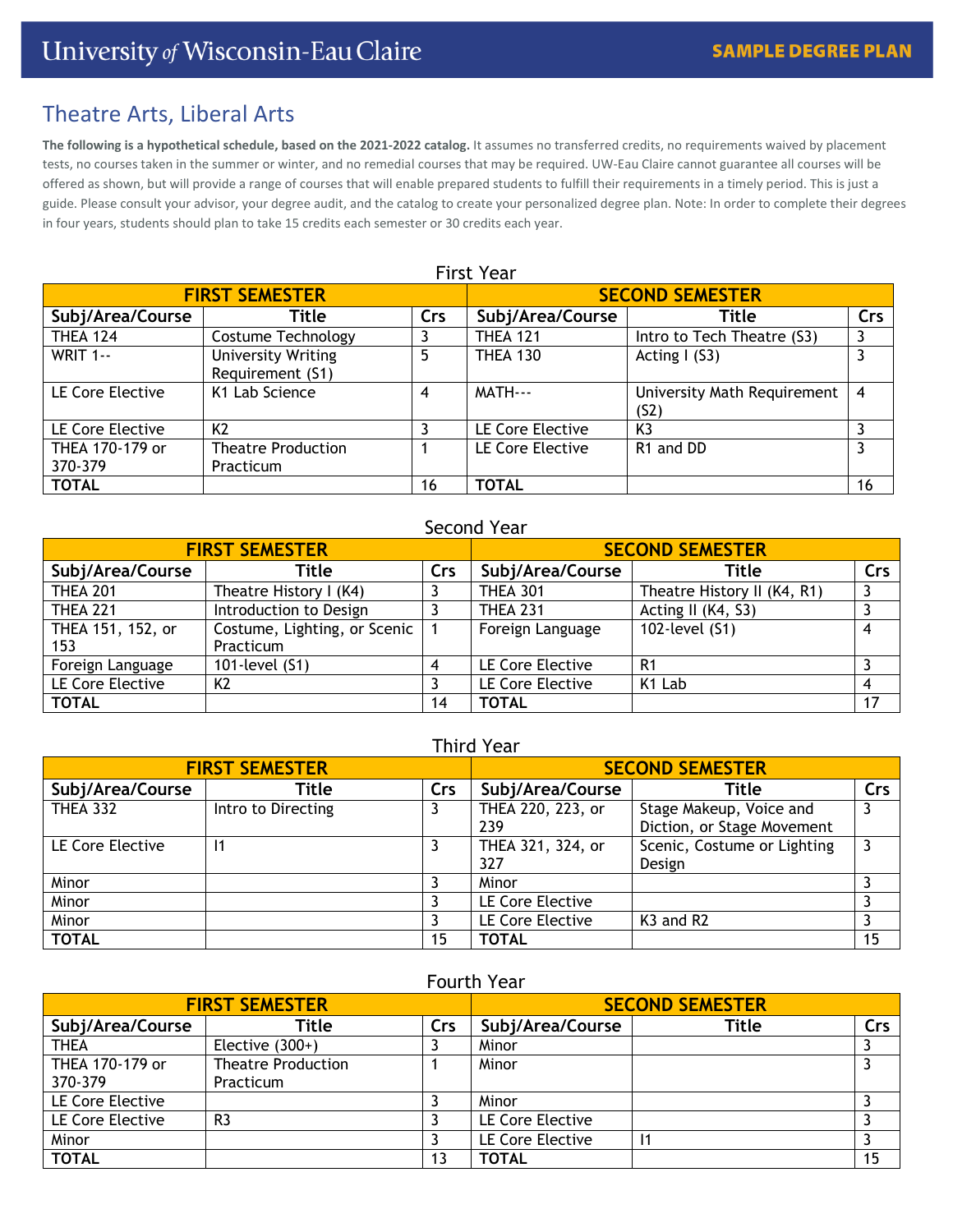University *of* Wisconsin-Eau Claire

**SAMPLE DEGREE PLAN**

# Theatre Arts, Liberal Arts

**The following is a hypothetical schedule, based on the 2021-2022 catalog.** It assumes no transferred credits, no requirements waived by placement tests, no courses taken in the summer or winter, and no remedial courses that may be required. UW-Eau Claire cannot guarantee all courses will be offered as shown, but will provide a range of courses that will enable prepared students to fulfill their requirements in a timely period. This is just a guide. Please consult your advisor, your degree audit, and the catalog to create your personalized degree plan. Note: In order to complete their degrees in four years, students should plan to take 15 credits each semester or 30 credits each year.

## First Year

| FIRST SEMESTER | | | SECOND SEMESTER | | |
|---|---|---|---|---|---|
| **Subj/Area/Course** | **Title** | **Crs** | **Subj/Area/Course** | **Title** | **Crs** |
| THEA 124 | Costume Technology | 3 | THEA 121 | Intro to Tech Theatre (S3) | 3 |
| WRIT 1-- | University Writing Requirement (S1) | 5 | THEA 130 | Acting I (S3) | 3 |
| LE Core Elective | K1 Lab Science | 4 | MATH--- | University Math Requirement (S2) | 4 |
| LE Core Elective | K2 | 3 | LE Core Elective | K3 | 3 |
| THEA 170-179 or 370-379 | Theatre Production Practicum | 1 | LE Core Elective | R1 and DD | 3 |
| **TOTAL** | | 16 | **TOTAL** | | 16 |

## Second Year

| FIRST SEMESTER | | | SECOND SEMESTER | | |
|---|---|---|---|---|---|
| **Subj/Area/Course** | **Title** | **Crs** | **Subj/Area/Course** | **Title** | **Crs** |
| THEA 201 | Theatre History I (K4) | 3 | THEA 301 | Theatre History II (K4, R1) | 3 |
| THEA 221 | Introduction to Design | 3 | THEA 231 | Acting II (K4, S3) | 3 |
| THEA 151, 152, or 153 | Costume, Lighting, or Scenic Practicum | 1 | Foreign Language | 102-level (S1) | 4 |
| Foreign Language | 101-level (S1) | 4 | LE Core Elective | R1 | 3 |
| LE Core Elective | K2 | 3 | LE Core Elective | K1 Lab | 4 |
| **TOTAL** | | 14 | **TOTAL** | | 17 |

## Third Year

| FIRST SEMESTER | | | SECOND SEMESTER | | |
|---|---|---|---|---|---|
| **Subj/Area/Course** | **Title** | **Crs** | **Subj/Area/Course** | **Title** | **Crs** |
| THEA 332 | Intro to Directing | 3 | THEA 220, 223, or 239 | Stage Makeup, Voice and Diction, or Stage Movement | 3 |
| LE Core Elective | I1 | 3 | THEA 321, 324, or 327 | Scenic, Costume or Lighting Design | 3 |
| Minor | | 3 | Minor | | 3 |
| Minor | | 3 | LE Core Elective | | 3 |
| Minor | | 3 | LE Core Elective | K3 and R2 | 3 |
| **TOTAL** | | 15 | **TOTAL** | | 15 |

## Fourth Year

| FIRST SEMESTER | | | SECOND SEMESTER | | |
|---|---|---|---|---|---|
| **Subj/Area/Course** | **Title** | **Crs** | **Subj/Area/Course** | **Title** | **Crs** |
| THEA | Elective (300+) | 3 | Minor | | 3 |
| THEA 170-179 or 370-379 | Theatre Production Practicum | 1 | Minor | | 3 |
| LE Core Elective | | 3 | Minor | | 3 |
| LE Core Elective | R3 | 3 | LE Core Elective | | 3 |
| Minor | | 3 | LE Core Elective | I1 | 3 |
| **TOTAL** | | 13 | **TOTAL** | | 15 |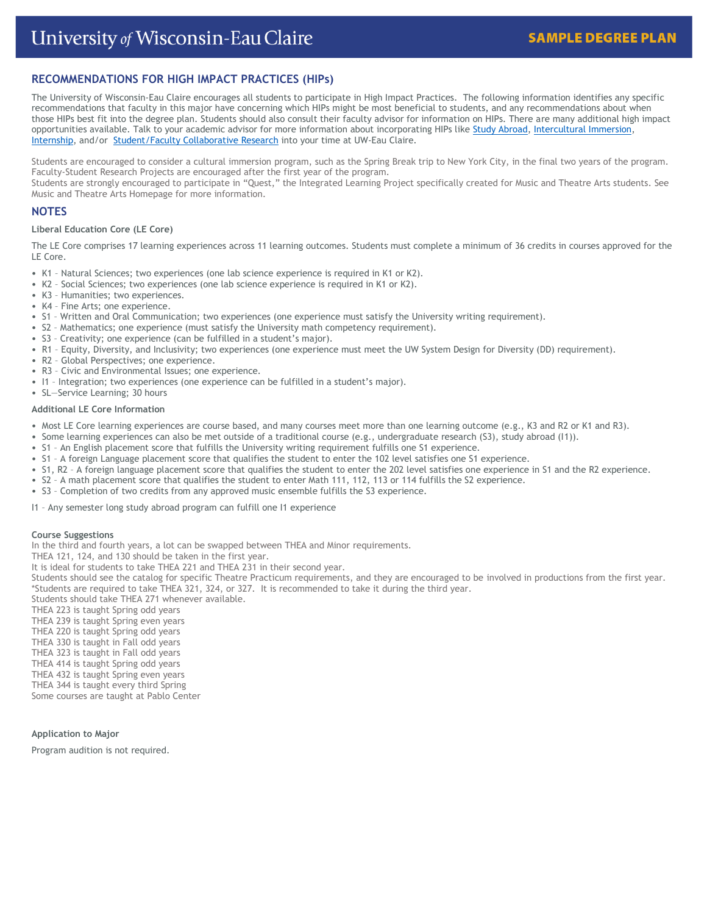## RECOMMENDATIONS FOR HIGH IMPACT PRACTICES (HIPs)

The University of Wisconsin-Eau Claire encourages all students to participate in High Impact Practices. The following information identifies any specific recommendations that faculty in this major have concerning which HIPs might be most beneficial to students, and any recommendations about when those HIPs best fit into the degree plan. Students should also consult their faculty advisor for information on HIPs. There are many additional high impact opportunities available. Talk to your academic advisor for more information about incorporating HIPs like Study Abroad, Intercultural Immersion, Internship, and/or Student/Faculty Collaborative Research into your time at UW-Eau Claire.

Students are encouraged to consider a cultural immersion program, such as the Spring Break trip to New York City, in the final two years of the program.
Faculty-Student Research Projects are encouraged after the first year of the program.
Students are strongly encouraged to participate in "Quest," the Integrated Learning Project specifically created for Music and Theatre Arts students. See Music and Theatre Arts Homepage for more information.

## NOTES

**Liberal Education Core (LE Core)**

The LE Core comprises 17 learning experiences across 11 learning outcomes. Students must complete a minimum of 36 credits in courses approved for the LE Core.

- K1 – Natural Sciences; two experiences (one lab science experience is required in K1 or K2).
- K2 – Social Sciences; two experiences (one lab science experience is required in K1 or K2).
- K3 – Humanities; two experiences.
- K4 – Fine Arts; one experience.
- S1 – Written and Oral Communication; two experiences (one experience must satisfy the University writing requirement).
- S2 – Mathematics; one experience (must satisfy the University math competency requirement).
- S3 – Creativity; one experience (can be fulfilled in a student's major).
- R1 – Equity, Diversity, and Inclusivity; two experiences (one experience must meet the UW System Design for Diversity (DD) requirement).
- R2 – Global Perspectives; one experience.
- R3 – Civic and Environmental Issues; one experience.
- I1 – Integration; two experiences (one experience can be fulfilled in a student's major).
- SL—Service Learning; 30 hours

**Additional LE Core Information**

- Most LE Core learning experiences are course based, and many courses meet more than one learning outcome (e.g., K3 and R2 or K1 and R3).
- Some learning experiences can also be met outside of a traditional course (e.g., undergraduate research (S3), study abroad (I1)).
- S1 – An English placement score that fulfills the University writing requirement fulfills one S1 experience.
- S1 – A foreign Language placement score that qualifies the student to enter the 102 level satisfies one S1 experience.
- S1, R2 – A foreign language placement score that qualifies the student to enter the 202 level satisfies one experience in S1 and the R2 experience.
- S2 – A math placement score that qualifies the student to enter Math 111, 112, 113 or 114 fulfills the S2 experience.
- S3 – Completion of two credits from any approved music ensemble fulfills the S3 experience.

I1 – Any semester long study abroad program can fulfill one I1 experience

**Course Suggestions**

In the third and fourth years, a lot can be swapped between THEA and Minor requirements.
THEA 121, 124, and 130 should be taken in the first year.
It is ideal for students to take THEA 221 and THEA 231 in their second year.
Students should see the catalog for specific Theatre Practicum requirements, and they are encouraged to be involved in productions from the first year.
*Students are required to take THEA 321, 324, or 327. It is recommended to take it during the third year.
Students should take THEA 271 whenever available.
THEA 223 is taught Spring odd years
THEA 239 is taught Spring even years
THEA 220 is taught Spring odd years
THEA 330 is taught in Fall odd years
THEA 323 is taught in Fall odd years
THEA 414 is taught Spring odd years
THEA 432 is taught Spring even years
THEA 344 is taught every third Spring
Some courses are taught at Pablo Center

**Application to Major**

Program audition is not required.